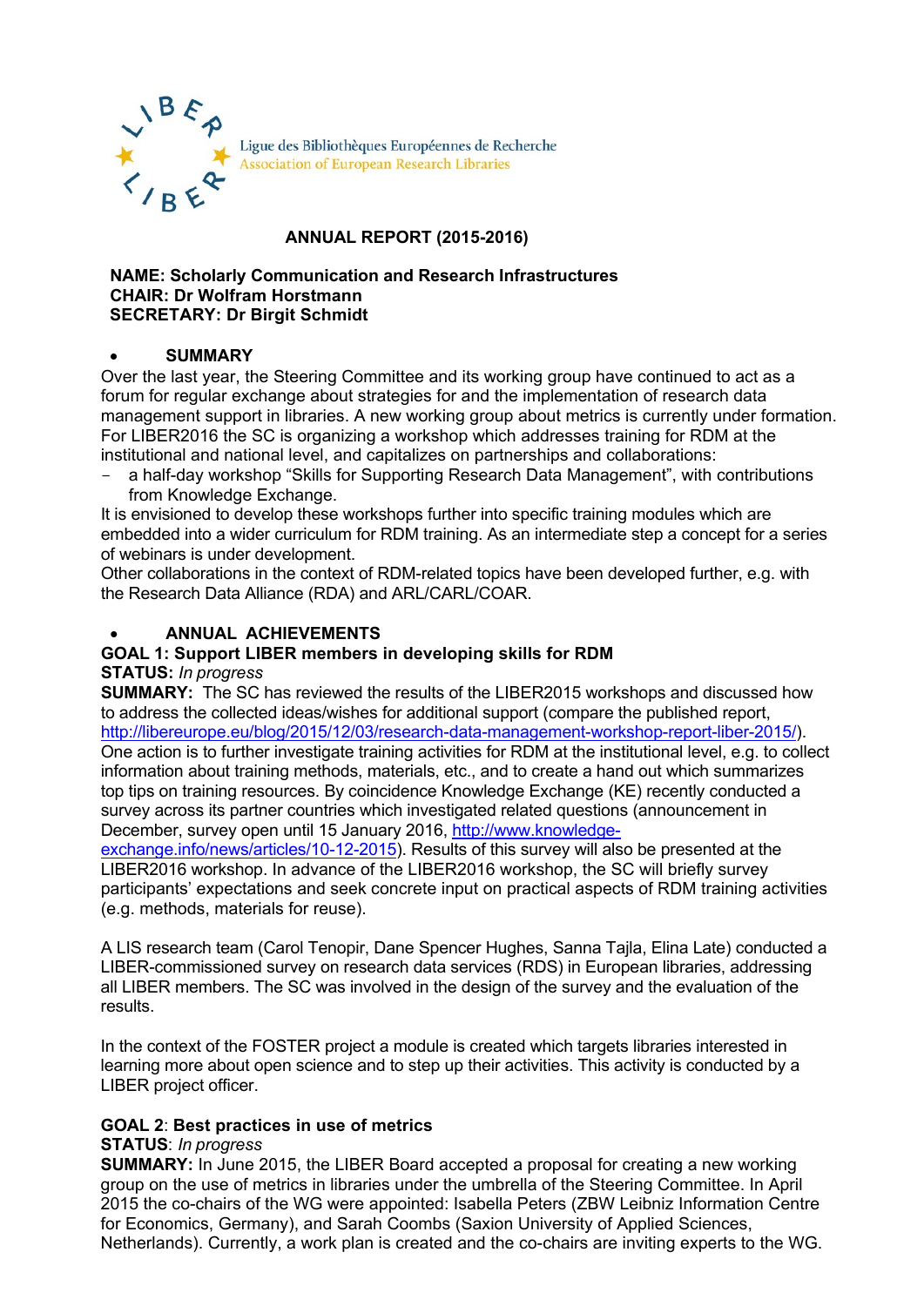Ligue des Bibliothèques Européennes de Recherche
Association of European Research Libraries

# ANNUAL REPORT (2015-2016)

**NAME: Scholarly Communication and Research Infrastructures**
**CHAIR: Dr Wolfram Horstmann**
**SECRETARY: Dr Birgit Schmidt**

## SUMMARY

Over the last year, the Steering Committee and its working group have continued to act as a forum for regular exchange about strategies for and the implementation of research data management support in libraries. A new working group about metrics is currently under formation. For LIBER2016 the SC is organizing a workshop which addresses training for RDM at the institutional and national level, and capitalizes on partnerships and collaborations:

- a half-day workshop “Skills for Supporting Research Data Management”, with contributions from Knowledge Exchange.

It is envisioned to develop these workshops further into specific training modules which are embedded into a wider curriculum for RDM training. As an intermediate step a concept for a series of webinars is under development.

Other collaborations in the context of RDM-related topics have been developed further, e.g. with the Research Data Alliance (RDA) and ARL/CARL/COAR.

## ANNUAL ACHIEVEMENTS

**GOAL 1: Support LIBER members in developing skills for RDM**
**STATUS:** *In progress*
**SUMMARY:** The SC has reviewed the results of the LIBER2015 workshops and discussed how to address the collected ideas/wishes for additional support (compare the published report, http://libereurope.eu/blog/2015/12/03/research-data-management-workshop-report-liber-2015/). One action is to further investigate training activities for RDM at the institutional level, e.g. to collect information about training methods, materials, etc., and to create a hand out which summarizes top tips on training resources. By coincidence Knowledge Exchange (KE) recently conducted a survey across its partner countries which investigated related questions (announcement in December, survey open until 15 January 2016, http://www.knowledge-exchange.info/news/articles/10-12-2015). Results of this survey will also be presented at the LIBER2016 workshop. In advance of the LIBER2016 workshop, the SC will briefly survey participants’ expectations and seek concrete input on practical aspects of RDM training activities (e.g. methods, materials for reuse).

A LIS research team (Carol Tenopir, Dane Spencer Hughes, Sanna Tajla, Elina Late) conducted a LIBER-commissioned survey on research data services (RDS) in European libraries, addressing all LIBER members. The SC was involved in the design of the survey and the evaluation of the results.

In the context of the FOSTER project a module is created which targets libraries interested in learning more about open science and to step up their activities. This activity is conducted by a LIBER project officer.

**GOAL 2**: **Best practices in use of metrics**
**STATUS**: *In progress*
**SUMMARY:** In June 2015, the LIBER Board accepted a proposal for creating a new working group on the use of metrics in libraries under the umbrella of the Steering Committee. In April 2015 the co-chairs of the WG were appointed: Isabella Peters (ZBW Leibniz Information Centre for Economics, Germany), and Sarah Coombs (Saxion University of Applied Sciences, Netherlands). Currently, a work plan is created and the co-chairs are inviting experts to the WG.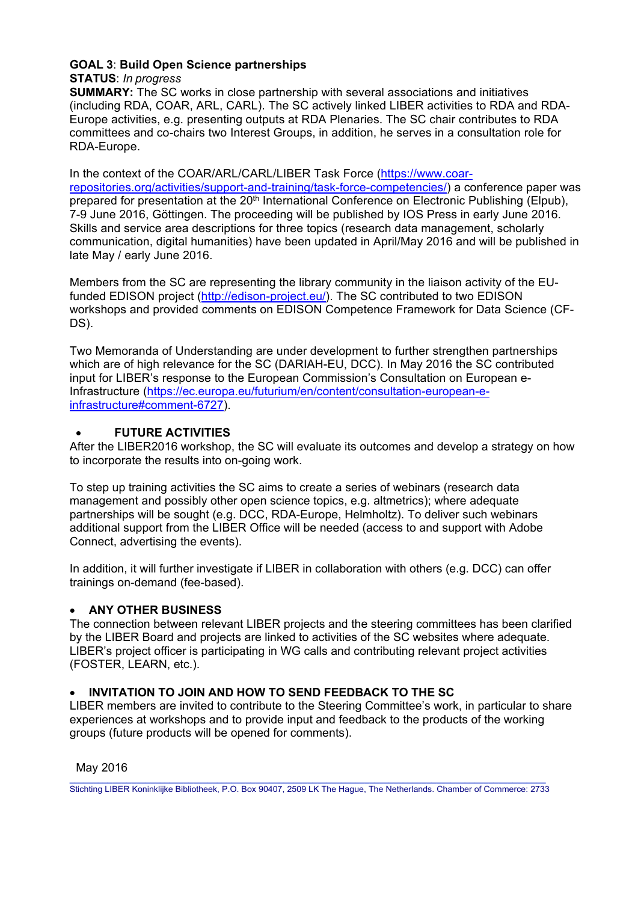**GOAL 3**: **Build Open Science partnerships**
**STATUS**: *In progress*
**SUMMARY:** The SC works in close partnership with several associations and initiatives (including RDA, COAR, ARL, CARL). The SC actively linked LIBER activities to RDA and RDA-Europe activities, e.g. presenting outputs at RDA Plenaries. The SC chair contributes to RDA committees and co-chairs two Interest Groups, in addition, he serves in a consultation role for RDA-Europe.

In the context of the COAR/ARL/CARL/LIBER Task Force (https://www.coar-repositories.org/activities/support-and-training/task-force-competencies/) a conference paper was prepared for presentation at the 20th International Conference on Electronic Publishing (Elpub), 7-9 June 2016, Göttingen. The proceeding will be published by IOS Press in early June 2016. Skills and service area descriptions for three topics (research data management, scholarly communication, digital humanities) have been updated in April/May 2016 and will be published in late May / early June 2016.

Members from the SC are representing the library community in the liaison activity of the EU-funded EDISON project (http://edison-project.eu/). The SC contributed to two EDISON workshops and provided comments on EDISON Competence Framework for Data Science (CF-DS).

Two Memoranda of Understanding are under development to further strengthen partnerships which are of high relevance for the SC (DARIAH-EU, DCC). In May 2016 the SC contributed input for LIBER's response to the European Commission's Consultation on European e-Infrastructure (https://ec.europa.eu/futurium/en/content/consultation-european-e-infrastructure#comment-6727).

- **FUTURE ACTIVITIES**

After the LIBER2016 workshop, the SC will evaluate its outcomes and develop a strategy on how to incorporate the results into on-going work.

To step up training activities the SC aims to create a series of webinars (research data management and possibly other open science topics, e.g. altmetrics); where adequate partnerships will be sought (e.g. DCC, RDA-Europe, Helmholtz). To deliver such webinars additional support from the LIBER Office will be needed (access to and support with Adobe Connect, advertising the events).

In addition, it will further investigate if LIBER in collaboration with others (e.g. DCC) can offer trainings on-demand (fee-based).

- **ANY OTHER BUSINESS**

The connection between relevant LIBER projects and the steering committees has been clarified by the LIBER Board and projects are linked to activities of the SC websites where adequate. LIBER's project officer is participating in WG calls and contributing relevant project activities (FOSTER, LEARN, etc.).

- **INVITATION TO JOIN AND HOW TO SEND FEEDBACK TO THE SC**

LIBER members are invited to contribute to the Steering Committee's work, in particular to share experiences at workshops and to provide input and feedback to the products of the working groups (future products will be opened for comments).

May 2016